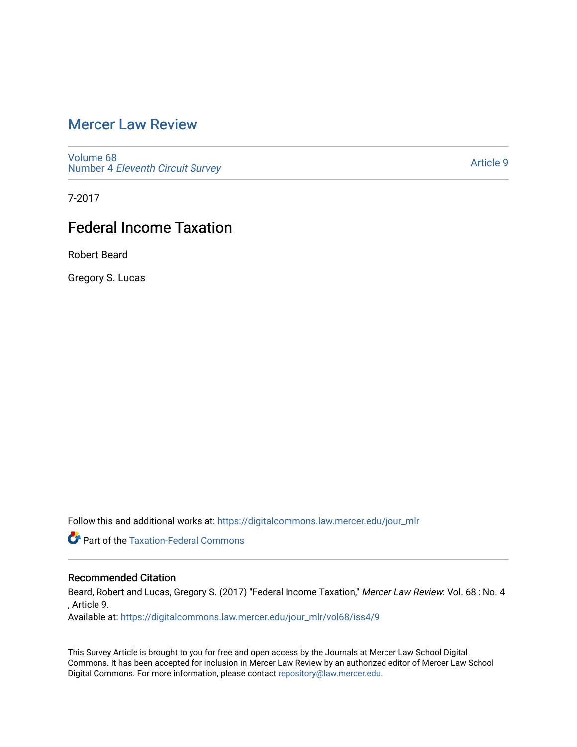# Mercer Law Review

Volume 68
Number 4 *Eleventh Circuit Survey*

Article 9

7-2017

## Federal Income Taxation

Robert Beard

Gregory S. Lucas

Follow this and additional works at: https://digitalcommons.law.mercer.edu/jour_mlr

Part of the Taxation-Federal Commons

### Recommended Citation

Beard, Robert and Lucas, Gregory S. (2017) "Federal Income Taxation," *Mercer Law Review*: Vol. 68 : No. 4 , Article 9.
Available at: https://digitalcommons.law.mercer.edu/jour_mlr/vol68/iss4/9

This Survey Article is brought to you for free and open access by the Journals at Mercer Law School Digital Commons. It has been accepted for inclusion in Mercer Law Review by an authorized editor of Mercer Law School Digital Commons. For more information, please contact repository@law.mercer.edu.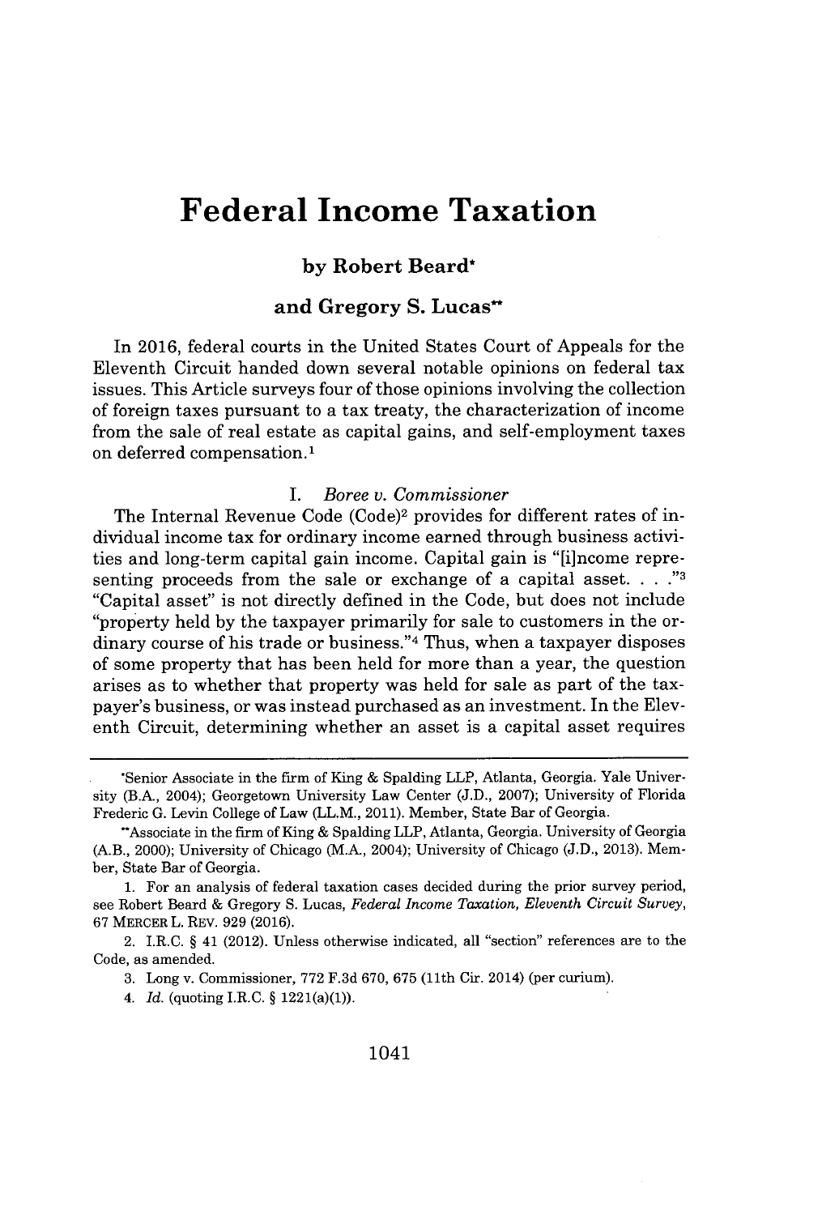# Federal Income Taxation

**by Robert Beard***

**and Gregory S. Lucas****

In 2016, federal courts in the United States Court of Appeals for the Eleventh Circuit handed down several notable opinions on federal tax issues. This Article surveys four of those opinions involving the collection of foreign taxes pursuant to a tax treaty, the characterization of income from the sale of real estate as capital gains, and self-employment taxes on deferred compensation.[1]

## I. *Boree v. Commissioner*

The Internal Revenue Code (Code)[2] provides for different rates of individual income tax for ordinary income earned through business activities and long-term capital gain income. Capital gain is "[i]ncome representing proceeds from the sale or exchange of a capital asset. . . ."[3] "Capital asset" is not directly defined in the Code, but does not include "property held by the taxpayer primarily for sale to customers in the ordinary course of his trade or business."[4] Thus, when a taxpayer disposes of some property that has been held for more than a year, the question arises as to whether that property was held for sale as part of the taxpayer's business, or was instead purchased as an investment. In the Eleventh Circuit, determining whether an asset is a capital asset requires

---

*Senior Associate in the firm of King & Spalding LLP, Atlanta, Georgia. Yale University (B.A., 2004); Georgetown University Law Center (J.D., 2007); University of Florida Frederic G. Levin College of Law (LL.M., 2011). Member, State Bar of Georgia.

**Associate in the firm of King & Spalding LLP, Atlanta, Georgia. University of Georgia (A.B., 2000); University of Chicago (M.A., 2004); University of Chicago (J.D., 2013). Member, State Bar of Georgia.

1. For an analysis of federal taxation cases decided during the prior survey period, see Robert Beard & Gregory S. Lucas, *Federal Income Taxation, Eleventh Circuit Survey*, 67 MERCER L. REV. 929 (2016).

2. I.R.C. § 41 (2012). Unless otherwise indicated, all "section" references are to the Code, as amended.

3. Long v. Commissioner, 772 F.3d 670, 675 (11th Cir. 2014) (per curium).

4. *Id.* (quoting I.R.C. § 1221(a)(1)).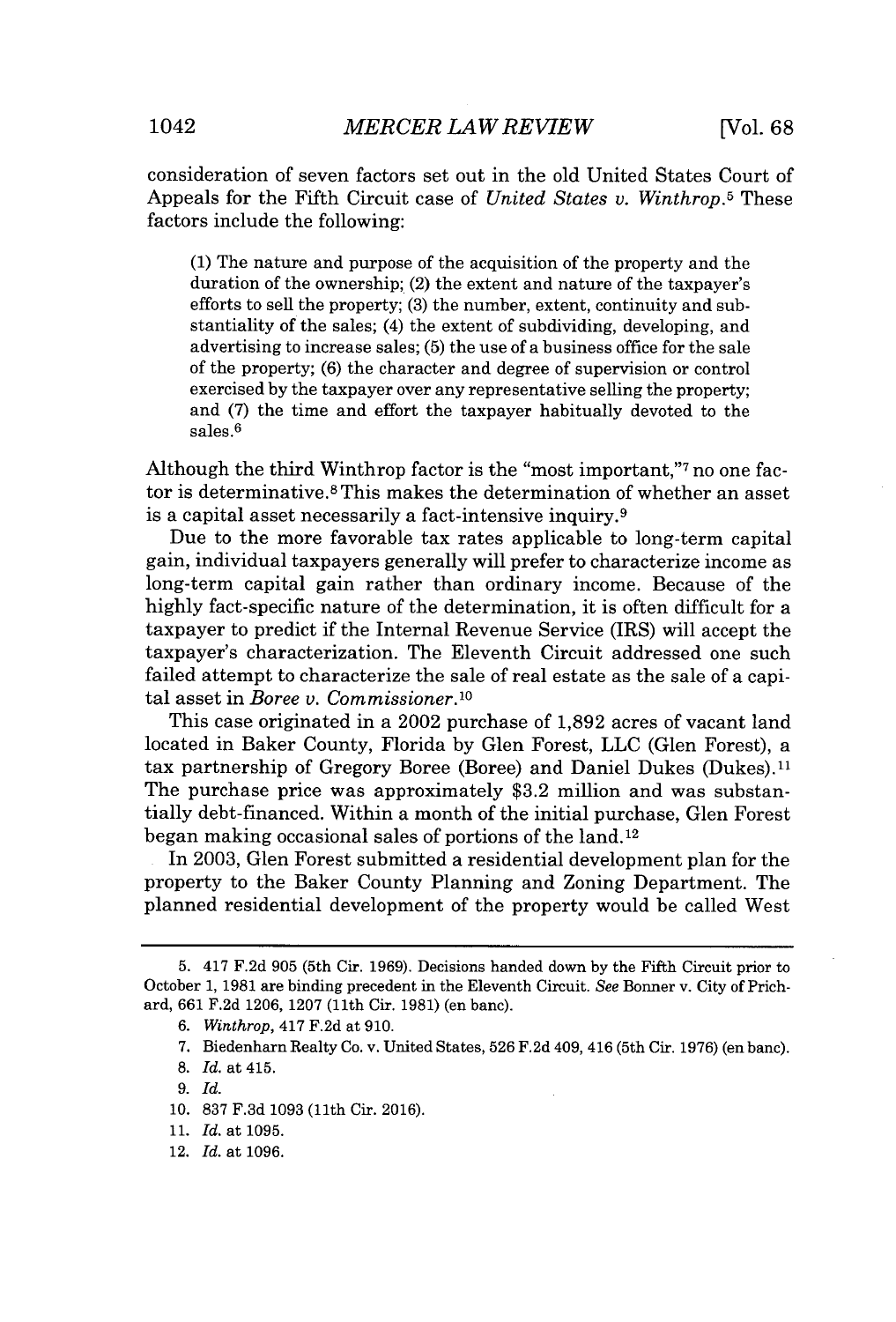consideration of seven factors set out in the old United States Court of Appeals for the Fifth Circuit case of *United States v. Winthrop*.[5] These factors include the following:

> (1) The nature and purpose of the acquisition of the property and the duration of the ownership; (2) the extent and nature of the taxpayer's efforts to sell the property; (3) the number, extent, continuity and substantiality of the sales; (4) the extent of subdividing, developing, and advertising to increase sales; (5) the use of a business office for the sale of the property; (6) the character and degree of supervision or control exercised by the taxpayer over any representative selling the property; and (7) the time and effort the taxpayer habitually devoted to the sales.[6]

Although the third Winthrop factor is the "most important,"[7] no one factor is determinative.[8] This makes the determination of whether an asset is a capital asset necessarily a fact-intensive inquiry.[9]

Due to the more favorable tax rates applicable to long-term capital gain, individual taxpayers generally will prefer to characterize income as long-term capital gain rather than ordinary income. Because of the highly fact-specific nature of the determination, it is often difficult for a taxpayer to predict if the Internal Revenue Service (IRS) will accept the taxpayer's characterization. The Eleventh Circuit addressed one such failed attempt to characterize the sale of real estate as the sale of a capital asset in *Boree v. Commissioner*.[10]

This case originated in a 2002 purchase of 1,892 acres of vacant land located in Baker County, Florida by Glen Forest, LLC (Glen Forest), a tax partnership of Gregory Boree (Boree) and Daniel Dukes (Dukes).[11] The purchase price was approximately $3.2 million and was substantially debt-financed. Within a month of the initial purchase, Glen Forest began making occasional sales of portions of the land.[12]

In 2003, Glen Forest submitted a residential development plan for the property to the Baker County Planning and Zoning Department. The planned residential development of the property would be called West

---

5. 417 F.2d 905 (5th Cir. 1969). Decisions handed down by the Fifth Circuit prior to October 1, 1981 are binding precedent in the Eleventh Circuit. *See* Bonner v. City of Prichard, 661 F.2d 1206, 1207 (11th Cir. 1981) (en banc).

6. *Winthrop*, 417 F.2d at 910.

7. Biedenharn Realty Co. v. United States, 526 F.2d 409, 416 (5th Cir. 1976) (en banc).

8. *Id.* at 415.

9. *Id.*

10. 837 F.3d 1093 (11th Cir. 2016).

11. *Id.* at 1095.

12. *Id.* at 1096.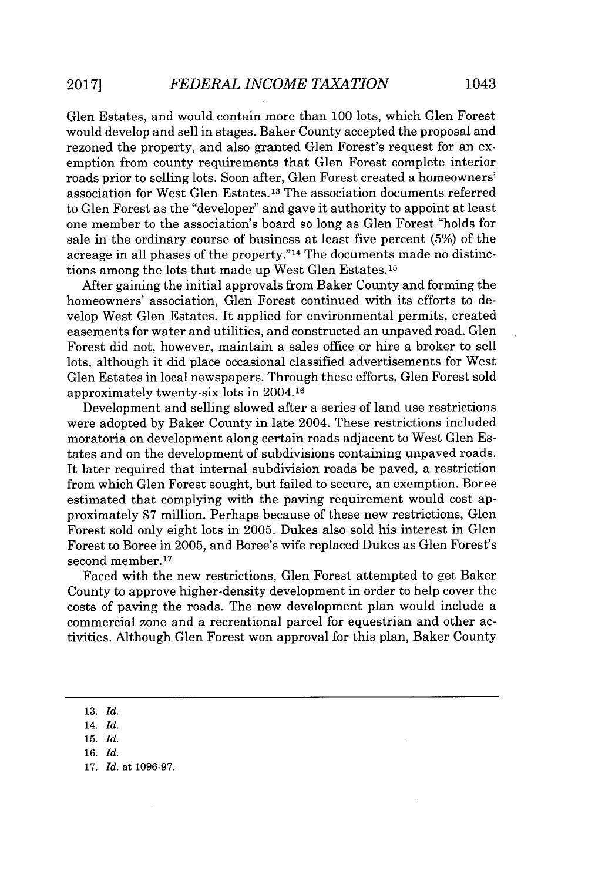Glen Estates, and would contain more than 100 lots, which Glen Forest would develop and sell in stages. Baker County accepted the proposal and rezoned the property, and also granted Glen Forest's request for an exemption from county requirements that Glen Forest complete interior roads prior to selling lots. Soon after, Glen Forest created a homeowners' association for West Glen Estates.[13] The association documents referred to Glen Forest as the "developer" and gave it authority to appoint at least one member to the association's board so long as Glen Forest "holds for sale in the ordinary course of business at least five percent (5%) of the acreage in all phases of the property."[14] The documents made no distinctions among the lots that made up West Glen Estates.[15]

After gaining the initial approvals from Baker County and forming the homeowners' association, Glen Forest continued with its efforts to develop West Glen Estates. It applied for environmental permits, created easements for water and utilities, and constructed an unpaved road. Glen Forest did not, however, maintain a sales office or hire a broker to sell lots, although it did place occasional classified advertisements for West Glen Estates in local newspapers. Through these efforts, Glen Forest sold approximately twenty-six lots in 2004.[16]

Development and selling slowed after a series of land use restrictions were adopted by Baker County in late 2004. These restrictions included moratoria on development along certain roads adjacent to West Glen Estates and on the development of subdivisions containing unpaved roads. It later required that internal subdivision roads be paved, a restriction from which Glen Forest sought, but failed to secure, an exemption. Boree estimated that complying with the paving requirement would cost approximately $7 million. Perhaps because of these new restrictions, Glen Forest sold only eight lots in 2005. Dukes also sold his interest in Glen Forest to Boree in 2005, and Boree's wife replaced Dukes as Glen Forest's second member.[17]

Faced with the new restrictions, Glen Forest attempted to get Baker County to approve higher-density development in order to help cover the costs of paving the roads. The new development plan would include a commercial zone and a recreational parcel for equestrian and other activities. Although Glen Forest won approval for this plan, Baker County

---

13. *Id.*

14. *Id.*

15. *Id.*

16. *Id.*

17. *Id.* at 1096-97.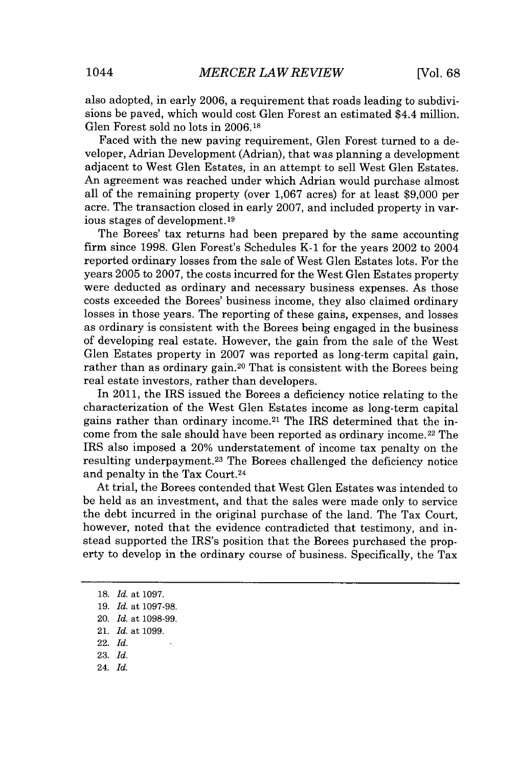also adopted, in early 2006, a requirement that roads leading to subdivisions be paved, which would cost Glen Forest an estimated $4.4 million. Glen Forest sold no lots in 2006.[18]

Faced with the new paving requirement, Glen Forest turned to a developer, Adrian Development (Adrian), that was planning a development adjacent to West Glen Estates, in an attempt to sell West Glen Estates. An agreement was reached under which Adrian would purchase almost all of the remaining property (over 1,067 acres) for at least $9,000 per acre. The transaction closed in early 2007, and included property in various stages of development.[19]

The Borees' tax returns had been prepared by the same accounting firm since 1998. Glen Forest's Schedules K-1 for the years 2002 to 2004 reported ordinary losses from the sale of West Glen Estates lots. For the years 2005 to 2007, the costs incurred for the West Glen Estates property were deducted as ordinary and necessary business expenses. As those costs exceeded the Borees' business income, they also claimed ordinary losses in those years. The reporting of these gains, expenses, and losses as ordinary is consistent with the Borees being engaged in the business of developing real estate. However, the gain from the sale of the West Glen Estates property in 2007 was reported as long-term capital gain, rather than as ordinary gain.[20] That is consistent with the Borees being real estate investors, rather than developers.

In 2011, the IRS issued the Borees a deficiency notice relating to the characterization of the West Glen Estates income as long-term capital gains rather than ordinary income.[21] The IRS determined that the income from the sale should have been reported as ordinary income.[22] The IRS also imposed a 20% understatement of income tax penalty on the resulting underpayment.[23] The Borees challenged the deficiency notice and penalty in the Tax Court.[24]

At trial, the Borees contended that West Glen Estates was intended to be held as an investment, and that the sales were made only to service the debt incurred in the original purchase of the land. The Tax Court, however, noted that the evidence contradicted that testimony, and instead supported the IRS's position that the Borees purchased the property to develop in the ordinary course of business. Specifically, the Tax

18. *Id.* at 1097.
19. *Id.* at 1097-98.
20. *Id.* at 1098-99.
21. *Id.* at 1099.
22. *Id.*
23. *Id.*
24. *Id.*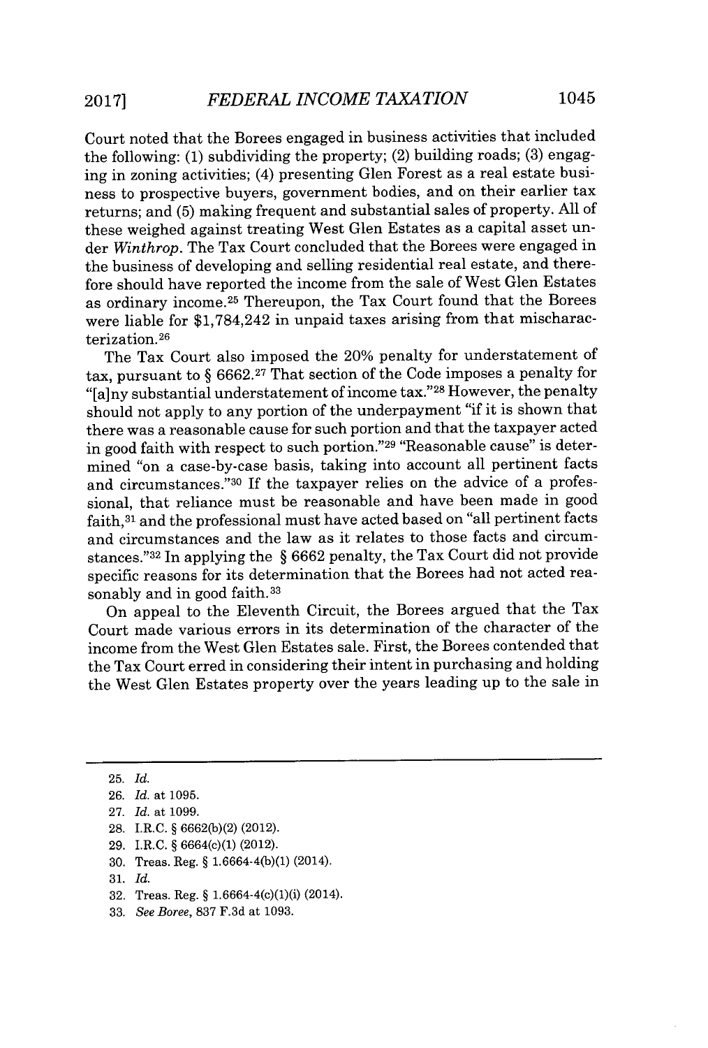Court noted that the Borees engaged in business activities that included the following: (1) subdividing the property; (2) building roads; (3) engaging in zoning activities; (4) presenting Glen Forest as a real estate business to prospective buyers, government bodies, and on their earlier tax returns; and (5) making frequent and substantial sales of property. All of these weighed against treating West Glen Estates as a capital asset under *Winthrop*. The Tax Court concluded that the Borees were engaged in the business of developing and selling residential real estate, and therefore should have reported the income from the sale of West Glen Estates as ordinary income.[25] Thereupon, the Tax Court found that the Borees were liable for $1,784,242 in unpaid taxes arising from that mischaracterization.[26]

The Tax Court also imposed the 20% penalty for understatement of tax, pursuant to § 6662.[27] That section of the Code imposes a penalty for "[a]ny substantial understatement of income tax."[28] However, the penalty should not apply to any portion of the underpayment "if it is shown that there was a reasonable cause for such portion and that the taxpayer acted in good faith with respect to such portion."[29] "Reasonable cause" is determined "on a case-by-case basis, taking into account all pertinent facts and circumstances."[30] If the taxpayer relies on the advice of a professional, that reliance must be reasonable and have been made in good faith,[31] and the professional must have acted based on "all pertinent facts and circumstances and the law as it relates to those facts and circumstances."[32] In applying the § 6662 penalty, the Tax Court did not provide specific reasons for its determination that the Borees had not acted reasonably and in good faith.[33]

On appeal to the Eleventh Circuit, the Borees argued that the Tax Court made various errors in its determination of the character of the income from the West Glen Estates sale. First, the Borees contended that the Tax Court erred in considering their intent in purchasing and holding the West Glen Estates property over the years leading up to the sale in

---

25. *Id.*
26. *Id.* at 1095.
27. *Id.* at 1099.
28. I.R.C. § 6662(b)(2) (2012).
29. I.R.C. § 6664(c)(1) (2012).
30. Treas. Reg. § 1.6664-4(b)(1) (2014).
31. *Id.*
32. Treas. Reg. § 1.6664-4(c)(1)(i) (2014).
33. *See Boree*, 837 F.3d at 1093.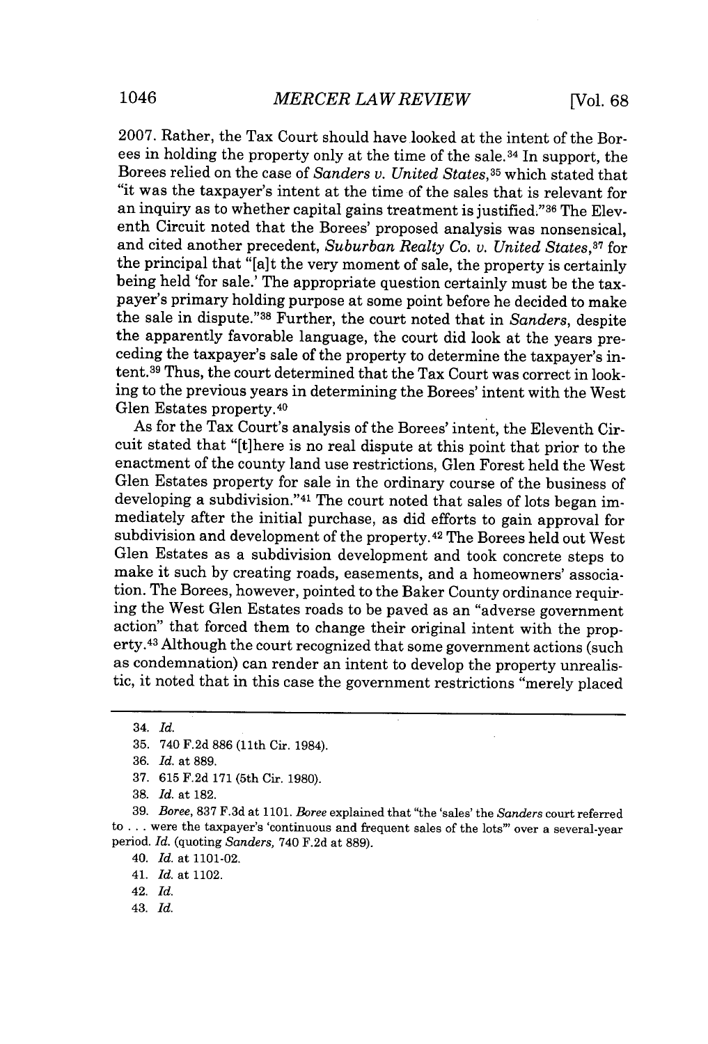2007. Rather, the Tax Court should have looked at the intent of the Borees in holding the property only at the time of the sale.[34] In support, the Borees relied on the case of *Sanders v. United States*,[35] which stated that "it was the taxpayer's intent at the time of the sales that is relevant for an inquiry as to whether capital gains treatment is justified."[36] The Eleventh Circuit noted that the Borees' proposed analysis was nonsensical, and cited another precedent, *Suburban Realty Co. v. United States*,[37] for the principal that "[a]t the very moment of sale, the property is certainly being held 'for sale.' The appropriate question certainly must be the taxpayer's primary holding purpose at some point before he decided to make the sale in dispute."[38] Further, the court noted that in *Sanders*, despite the apparently favorable language, the court did look at the years preceding the taxpayer's sale of the property to determine the taxpayer's intent.[39] Thus, the court determined that the Tax Court was correct in looking to the previous years in determining the Borees' intent with the West Glen Estates property.[40]

As for the Tax Court's analysis of the Borees' intent, the Eleventh Circuit stated that "[t]here is no real dispute at this point that prior to the enactment of the county land use restrictions, Glen Forest held the West Glen Estates property for sale in the ordinary course of the business of developing a subdivision."[41] The court noted that sales of lots began immediately after the initial purchase, as did efforts to gain approval for subdivision and development of the property.[42] The Borees held out West Glen Estates as a subdivision development and took concrete steps to make it such by creating roads, easements, and a homeowners' association. The Borees, however, pointed to the Baker County ordinance requiring the West Glen Estates roads to be paved as an "adverse government action" that forced them to change their original intent with the property.[43] Although the court recognized that some government actions (such as condemnation) can render an intent to develop the property unrealistic, it noted that in this case the government restrictions "merely placed

---

34. *Id.*

35. 740 F.2d 886 (11th Cir. 1984).

36. *Id.* at 889.

37. 615 F.2d 171 (5th Cir. 1980).

38. *Id.* at 182.

39. *Boree*, 837 F.3d at 1101. *Boree* explained that "the 'sales' the *Sanders* court referred to . . . were the taxpayer's 'continuous and frequent sales of the lots'" over a several-year period. *Id.* (quoting *Sanders*, 740 F.2d at 889).

40. *Id.* at 1101-02.

41. *Id.* at 1102.

42. *Id.*

43. *Id.*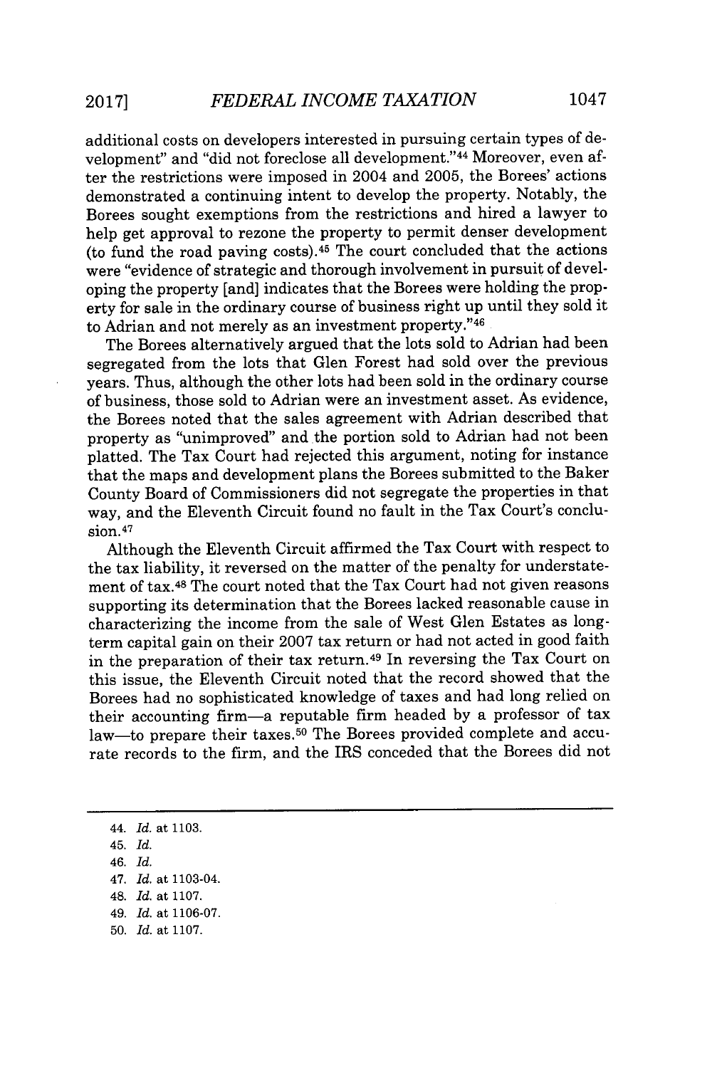additional costs on developers interested in pursuing certain types of development" and "did not foreclose all development."[44] Moreover, even after the restrictions were imposed in 2004 and 2005, the Borees' actions demonstrated a continuing intent to develop the property. Notably, the Borees sought exemptions from the restrictions and hired a lawyer to help get approval to rezone the property to permit denser development (to fund the road paving costs).[45] The court concluded that the actions were "evidence of strategic and thorough involvement in pursuit of developing the property [and] indicates that the Borees were holding the property for sale in the ordinary course of business right up until they sold it to Adrian and not merely as an investment property."[46]

The Borees alternatively argued that the lots sold to Adrian had been segregated from the lots that Glen Forest had sold over the previous years. Thus, although the other lots had been sold in the ordinary course of business, those sold to Adrian were an investment asset. As evidence, the Borees noted that the sales agreement with Adrian described that property as "unimproved" and the portion sold to Adrian had not been platted. The Tax Court had rejected this argument, noting for instance that the maps and development plans the Borees submitted to the Baker County Board of Commissioners did not segregate the properties in that way, and the Eleventh Circuit found no fault in the Tax Court's conclusion.[47]

Although the Eleventh Circuit affirmed the Tax Court with respect to the tax liability, it reversed on the matter of the penalty for understatement of tax.[48] The court noted that the Tax Court had not given reasons supporting its determination that the Borees lacked reasonable cause in characterizing the income from the sale of West Glen Estates as long-term capital gain on their 2007 tax return or had not acted in good faith in the preparation of their tax return.[49] In reversing the Tax Court on this issue, the Eleventh Circuit noted that the record showed that the Borees had no sophisticated knowledge of taxes and had long relied on their accounting firm—a reputable firm headed by a professor of tax law—to prepare their taxes.[50] The Borees provided complete and accurate records to the firm, and the IRS conceded that the Borees did not

---

44. *Id.* at 1103.

45. *Id.*

46. *Id.*

47. *Id.* at 1103-04.

48. *Id.* at 1107.

49. *Id.* at 1106-07.

50. *Id.* at 1107.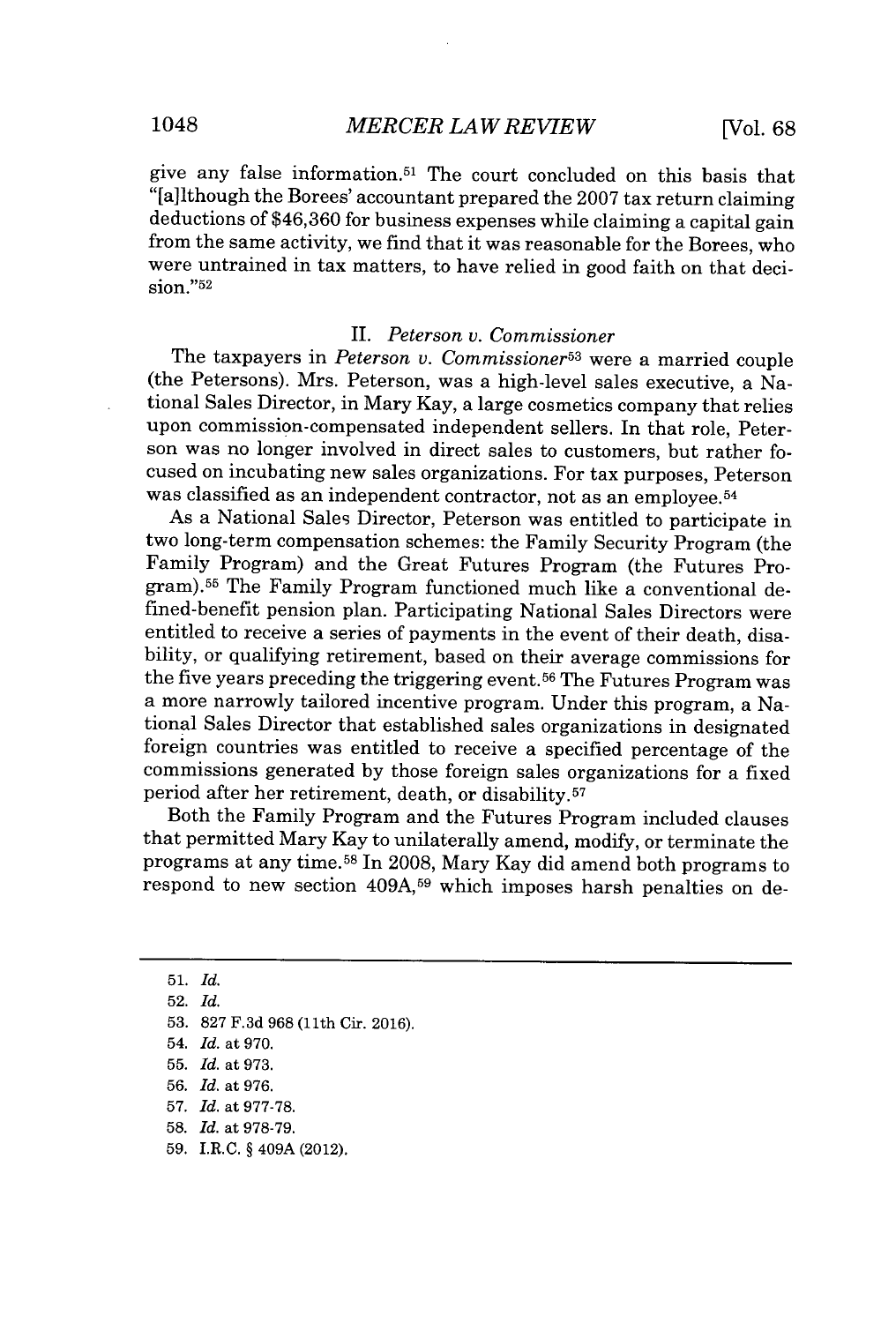give any false information.[51] The court concluded on this basis that "[a]lthough the Borees' accountant prepared the 2007 tax return claiming deductions of $46,360 for business expenses while claiming a capital gain from the same activity, we find that it was reasonable for the Borees, who were untrained in tax matters, to have relied in good faith on that decision."[52]

## II. *Peterson v. Commissioner*

The taxpayers in *Peterson v. Commissioner*[53] were a married couple (the Petersons). Mrs. Peterson, was a high-level sales executive, a National Sales Director, in Mary Kay, a large cosmetics company that relies upon commission-compensated independent sellers. In that role, Peterson was no longer involved in direct sales to customers, but rather focused on incubating new sales organizations. For tax purposes, Peterson was classified as an independent contractor, not as an employee.[54]

As a National Sales Director, Peterson was entitled to participate in two long-term compensation schemes: the Family Security Program (the Family Program) and the Great Futures Program (the Futures Program).[55] The Family Program functioned much like a conventional defined-benefit pension plan. Participating National Sales Directors were entitled to receive a series of payments in the event of their death, disability, or qualifying retirement, based on their average commissions for the five years preceding the triggering event.[56] The Futures Program was a more narrowly tailored incentive program. Under this program, a National Sales Director that established sales organizations in designated foreign countries was entitled to receive a specified percentage of the commissions generated by those foreign sales organizations for a fixed period after her retirement, death, or disability.[57]

Both the Family Program and the Futures Program included clauses that permitted Mary Kay to unilaterally amend, modify, or terminate the programs at any time.[58] In 2008, Mary Kay did amend both programs to respond to new section 409A,[59] which imposes harsh penalties on de-

51. *Id.*
52. *Id.*
53. 827 F.3d 968 (11th Cir. 2016).
54. *Id.* at 970.
55. *Id.* at 973.
56. *Id.* at 976.
57. *Id.* at 977-78.
58. *Id.* at 978-79.
59. I.R.C. § 409A (2012).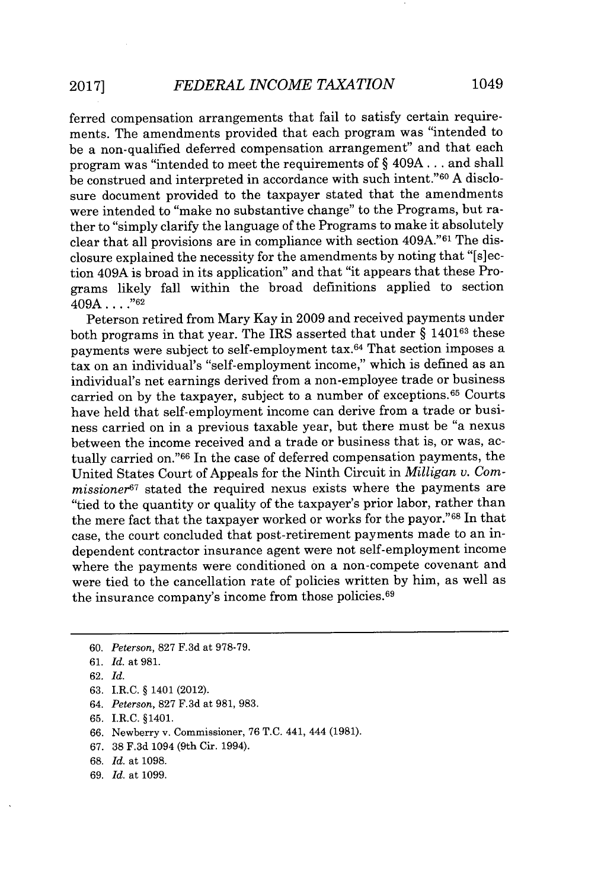ferred compensation arrangements that fail to satisfy certain requirements. The amendments provided that each program was "intended to be a non-qualified deferred compensation arrangement" and that each program was "intended to meet the requirements of § 409A . . . and shall be construed and interpreted in accordance with such intent."[60] A disclosure document provided to the taxpayer stated that the amendments were intended to "make no substantive change" to the Programs, but rather to "simply clarify the language of the Programs to make it absolutely clear that all provisions are in compliance with section 409A."[61] The disclosure explained the necessity for the amendments by noting that "[s]ection 409A is broad in its application" and that "it appears that these Programs likely fall within the broad definitions applied to section 409A . . . ."[62]

Peterson retired from Mary Kay in 2009 and received payments under both programs in that year. The IRS asserted that under § 1401[63] these payments were subject to self-employment tax.[64] That section imposes a tax on an individual's "self-employment income," which is defined as an individual's net earnings derived from a non-employee trade or business carried on by the taxpayer, subject to a number of exceptions.[65] Courts have held that self-employment income can derive from a trade or business carried on in a previous taxable year, but there must be "a nexus between the income received and a trade or business that is, or was, actually carried on."[66] In the case of deferred compensation payments, the United States Court of Appeals for the Ninth Circuit in *Milligan v. Commissioner*[67] stated the required nexus exists where the payments are "tied to the quantity or quality of the taxpayer's prior labor, rather than the mere fact that the taxpayer worked or works for the payor."[68] In that case, the court concluded that post-retirement payments made to an independent contractor insurance agent were not self-employment income where the payments were conditioned on a non-compete covenant and were tied to the cancellation rate of policies written by him, as well as the insurance company's income from those policies.[69]

---

60. *Peterson*, 827 F.3d at 978-79.

61. *Id.* at 981.

62. *Id.*

63. I.R.C. § 1401 (2012).

64. *Peterson*, 827 F.3d at 981, 983.

65. I.R.C. §1401.

66. Newberry v. Commissioner, 76 T.C. 441, 444 (1981).

67. 38 F.3d 1094 (9th Cir. 1994).

68. *Id.* at 1098.

69. *Id.* at 1099.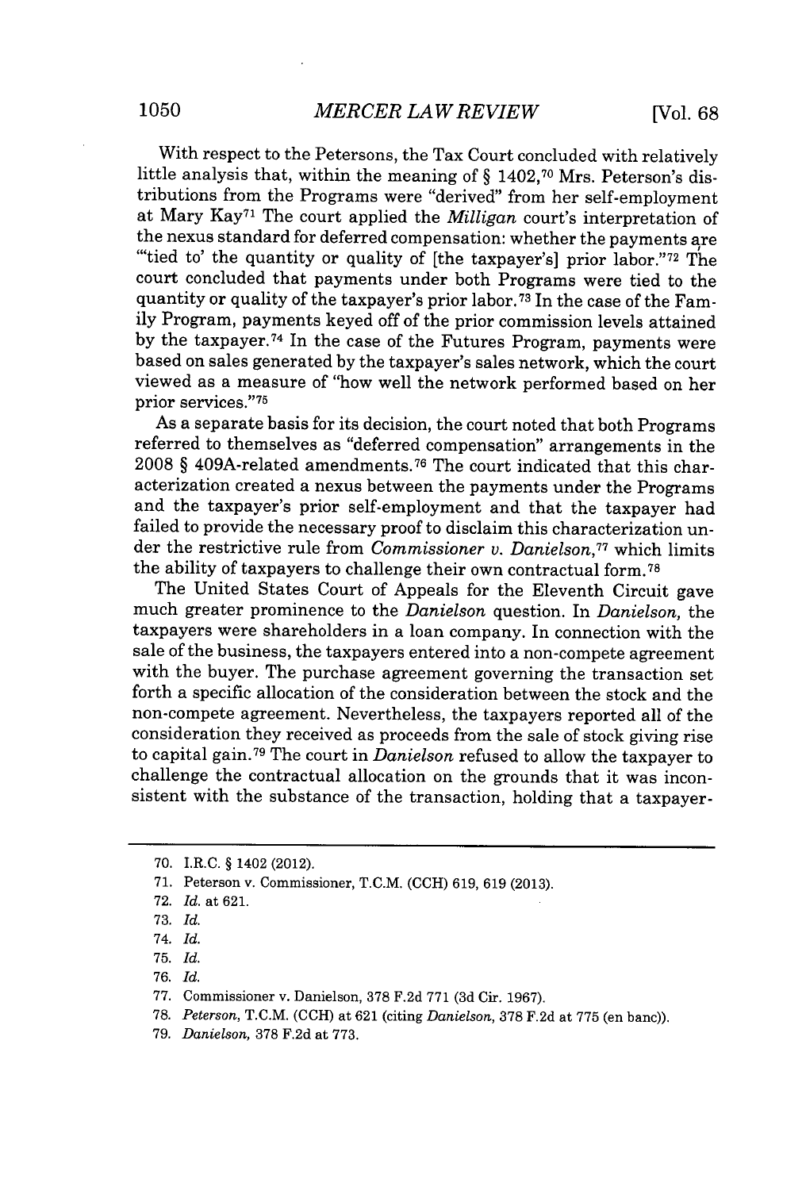With respect to the Petersons, the Tax Court concluded with relatively little analysis that, within the meaning of § 1402,[70] Mrs. Peterson's distributions from the Programs were "derived" from her self-employment at Mary Kay[71] The court applied the *Milligan* court's interpretation of the nexus standard for deferred compensation: whether the payments are "'tied to' the quantity or quality of [the taxpayer's] prior labor."[72] The court concluded that payments under both Programs were tied to the quantity or quality of the taxpayer's prior labor.[73] In the case of the Family Program, payments keyed off of the prior commission levels attained by the taxpayer.[74] In the case of the Futures Program, payments were based on sales generated by the taxpayer's sales network, which the court viewed as a measure of "how well the network performed based on her prior services."[75]

As a separate basis for its decision, the court noted that both Programs referred to themselves as "deferred compensation" arrangements in the 2008 § 409A-related amendments.[76] The court indicated that this characterization created a nexus between the payments under the Programs and the taxpayer's prior self-employment and that the taxpayer had failed to provide the necessary proof to disclaim this characterization under the restrictive rule from *Commissioner v. Danielson*,[77] which limits the ability of taxpayers to challenge their own contractual form.[78]

The United States Court of Appeals for the Eleventh Circuit gave much greater prominence to the *Danielson* question. In *Danielson*, the taxpayers were shareholders in a loan company. In connection with the sale of the business, the taxpayers entered into a non-compete agreement with the buyer. The purchase agreement governing the transaction set forth a specific allocation of the consideration between the stock and the non-compete agreement. Nevertheless, the taxpayers reported all of the consideration they received as proceeds from the sale of stock giving rise to capital gain.[79] The court in *Danielson* refused to allow the taxpayer to challenge the contractual allocation on the grounds that it was inconsistent with the substance of the transaction, holding that a taxpayer-

70. I.R.C. § 1402 (2012).

71. Peterson v. Commissioner, T.C.M. (CCH) 619, 619 (2013).

72. *Id.* at 621.

73. *Id.*

74. *Id.*

75. *Id.*

76. *Id.*

77. Commissioner v. Danielson, 378 F.2d 771 (3d Cir. 1967).

78. *Peterson*, T.C.M. (CCH) at 621 (citing *Danielson*, 378 F.2d at 775 (en banc)).

79. *Danielson*, 378 F.2d at 773.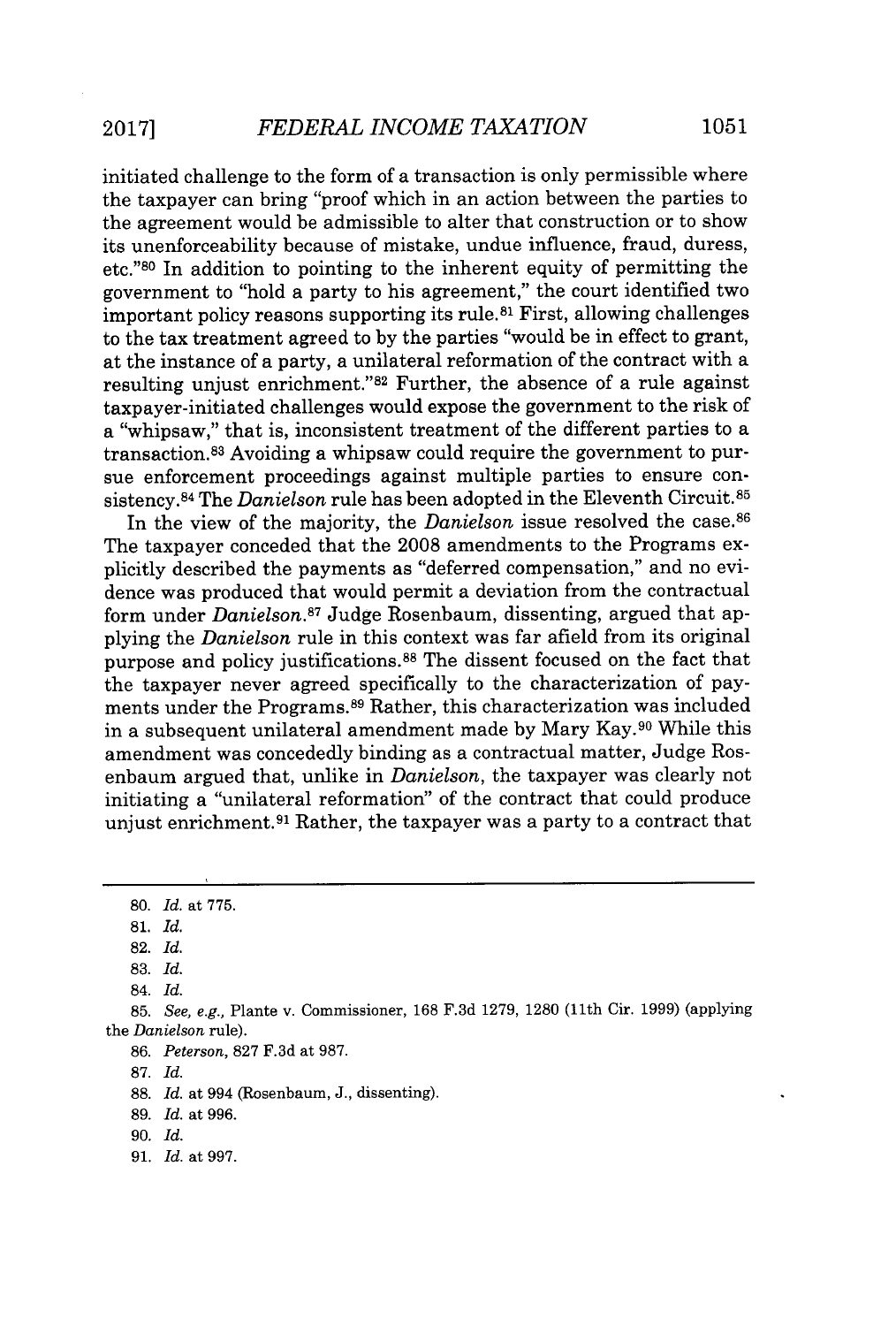initiated challenge to the form of a transaction is only permissible where the taxpayer can bring "proof which in an action between the parties to the agreement would be admissible to alter that construction or to show its unenforceability because of mistake, undue influence, fraud, duress, etc."[80] In addition to pointing to the inherent equity of permitting the government to "hold a party to his agreement," the court identified two important policy reasons supporting its rule.[81] First, allowing challenges to the tax treatment agreed to by the parties "would be in effect to grant, at the instance of a party, a unilateral reformation of the contract with a resulting unjust enrichment."[82] Further, the absence of a rule against taxpayer-initiated challenges would expose the government to the risk of a "whipsaw," that is, inconsistent treatment of the different parties to a transaction.[83] Avoiding a whipsaw could require the government to pursue enforcement proceedings against multiple parties to ensure consistency.[84] The *Danielson* rule has been adopted in the Eleventh Circuit.[85]

In the view of the majority, the *Danielson* issue resolved the case.[86] The taxpayer conceded that the 2008 amendments to the Programs explicitly described the payments as "deferred compensation," and no evidence was produced that would permit a deviation from the contractual form under *Danielson*.[87] Judge Rosenbaum, dissenting, argued that applying the *Danielson* rule in this context was far afield from its original purpose and policy justifications.[88] The dissent focused on the fact that the taxpayer never agreed specifically to the characterization of payments under the Programs.[89] Rather, this characterization was included in a subsequent unilateral amendment made by Mary Kay.[90] While this amendment was concededly binding as a contractual matter, Judge Rosenbaum argued that, unlike in *Danielson*, the taxpayer was clearly not initiating a "unilateral reformation" of the contract that could produce unjust enrichment.[91] Rather, the taxpayer was a party to a contract that

---

80. *Id.* at 775.

81. *Id.*

82. *Id.*

83. *Id.*

84. *Id.*

85. *See, e.g.*, Plante v. Commissioner, 168 F.3d 1279, 1280 (11th Cir. 1999) (applying the *Danielson* rule).

86. *Peterson*, 827 F.3d at 987.

87. *Id.*

88. *Id.* at 994 (Rosenbaum, J., dissenting).

89. *Id.* at 996.

90. *Id.*

91. *Id.* at 997.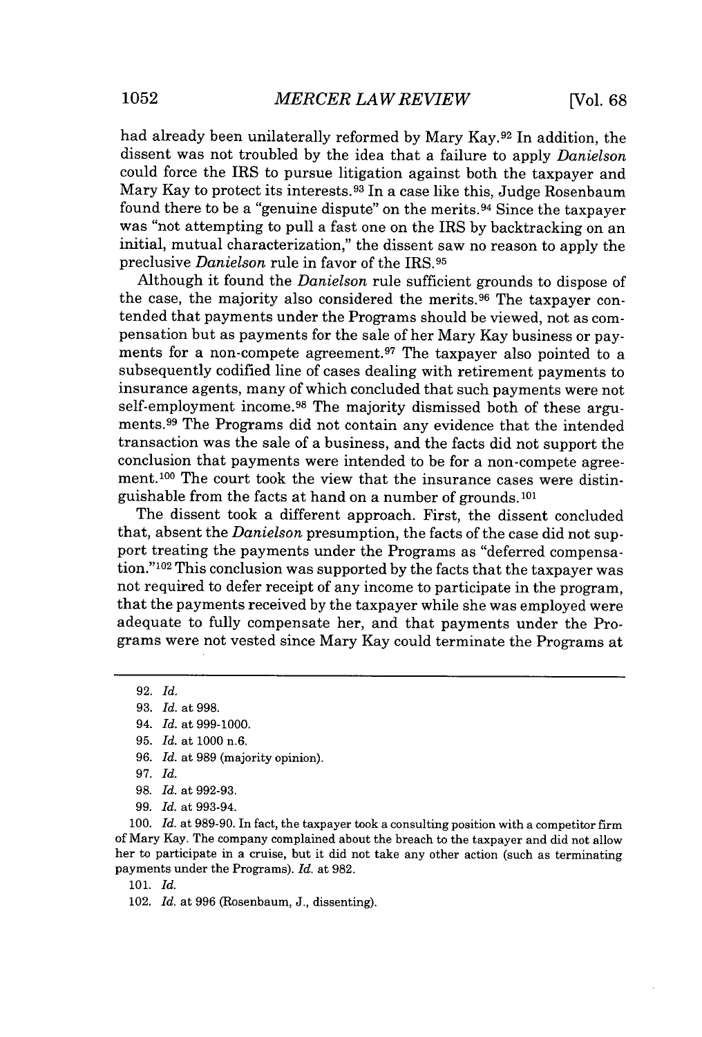had already been unilaterally reformed by Mary Kay.[92] In addition, the dissent was not troubled by the idea that a failure to apply *Danielson* could force the IRS to pursue litigation against both the taxpayer and Mary Kay to protect its interests.[93] In a case like this, Judge Rosenbaum found there to be a "genuine dispute" on the merits.[94] Since the taxpayer was "not attempting to pull a fast one on the IRS by backtracking on an initial, mutual characterization," the dissent saw no reason to apply the preclusive *Danielson* rule in favor of the IRS.[95]

Although it found the *Danielson* rule sufficient grounds to dispose of the case, the majority also considered the merits.[96] The taxpayer contended that payments under the Programs should be viewed, not as compensation but as payments for the sale of her Mary Kay business or payments for a non-compete agreement.[97] The taxpayer also pointed to a subsequently codified line of cases dealing with retirement payments to insurance agents, many of which concluded that such payments were not self-employment income.[98] The majority dismissed both of these arguments.[99] The Programs did not contain any evidence that the intended transaction was the sale of a business, and the facts did not support the conclusion that payments were intended to be for a non-compete agreement.[100] The court took the view that the insurance cases were distinguishable from the facts at hand on a number of grounds.[101]

The dissent took a different approach. First, the dissent concluded that, absent the *Danielson* presumption, the facts of the case did not support treating the payments under the Programs as "deferred compensation."[102] This conclusion was supported by the facts that the taxpayer was not required to defer receipt of any income to participate in the program, that the payments received by the taxpayer while she was employed were adequate to fully compensate her, and that payments under the Programs were not vested since Mary Kay could terminate the Programs at

---

92. *Id.*

93. *Id.* at 998.

94. *Id.* at 999-1000.

95. *Id.* at 1000 n.6.

96. *Id.* at 989 (majority opinion).

97. *Id.*

98. *Id.* at 992-93.

99. *Id.* at 993-94.

100. *Id.* at 989-90. In fact, the taxpayer took a consulting position with a competitor firm of Mary Kay. The company complained about the breach to the taxpayer and did not allow her to participate in a cruise, but it did not take any other action (such as terminating payments under the Programs). *Id.* at 982.

101. *Id.*

102. *Id.* at 996 (Rosenbaum, J., dissenting).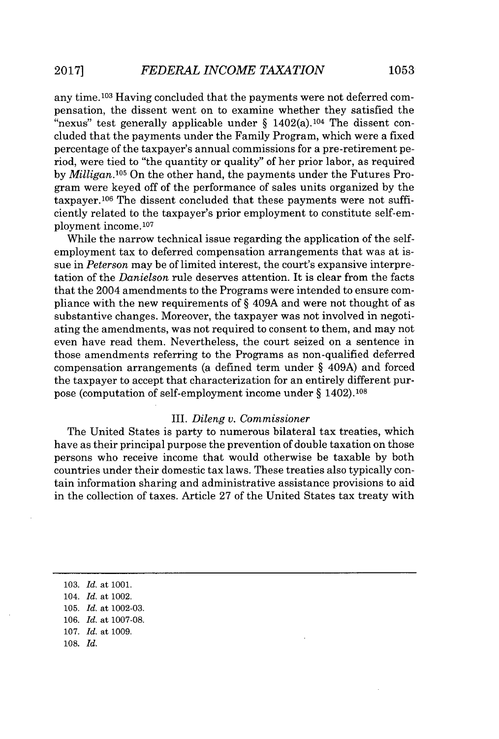any time.[103] Having concluded that the payments were not deferred compensation, the dissent went on to examine whether they satisfied the "nexus" test generally applicable under § 1402(a).[104] The dissent concluded that the payments under the Family Program, which were a fixed percentage of the taxpayer's annual commissions for a pre-retirement period, were tied to "the quantity or quality" of her prior labor, as required by *Milligan*.[105] On the other hand, the payments under the Futures Program were keyed off of the performance of sales units organized by the taxpayer.[106] The dissent concluded that these payments were not sufficiently related to the taxpayer's prior employment to constitute self-employment income.[107]

While the narrow technical issue regarding the application of the self-employment tax to deferred compensation arrangements that was at issue in *Peterson* may be of limited interest, the court's expansive interpretation of the *Danielson* rule deserves attention. It is clear from the facts that the 2004 amendments to the Programs were intended to ensure compliance with the new requirements of § 409A and were not thought of as substantive changes. Moreover, the taxpayer was not involved in negotiating the amendments, was not required to consent to them, and may not even have read them. Nevertheless, the court seized on a sentence in those amendments referring to the Programs as non-qualified deferred compensation arrangements (a defined term under § 409A) and forced the taxpayer to accept that characterization for an entirely different purpose (computation of self-employment income under § 1402).[108]

### III. *Dileng v. Commissioner*

The United States is party to numerous bilateral tax treaties, which have as their principal purpose the prevention of double taxation on those persons who receive income that would otherwise be taxable by both countries under their domestic tax laws. These treaties also typically contain information sharing and administrative assistance provisions to aid in the collection of taxes. Article 27 of the United States tax treaty with

---

103. *Id.* at 1001.
104. *Id.* at 1002.
105. *Id.* at 1002-03.
106. *Id.* at 1007-08.
107. *Id.* at 1009.
108. *Id.*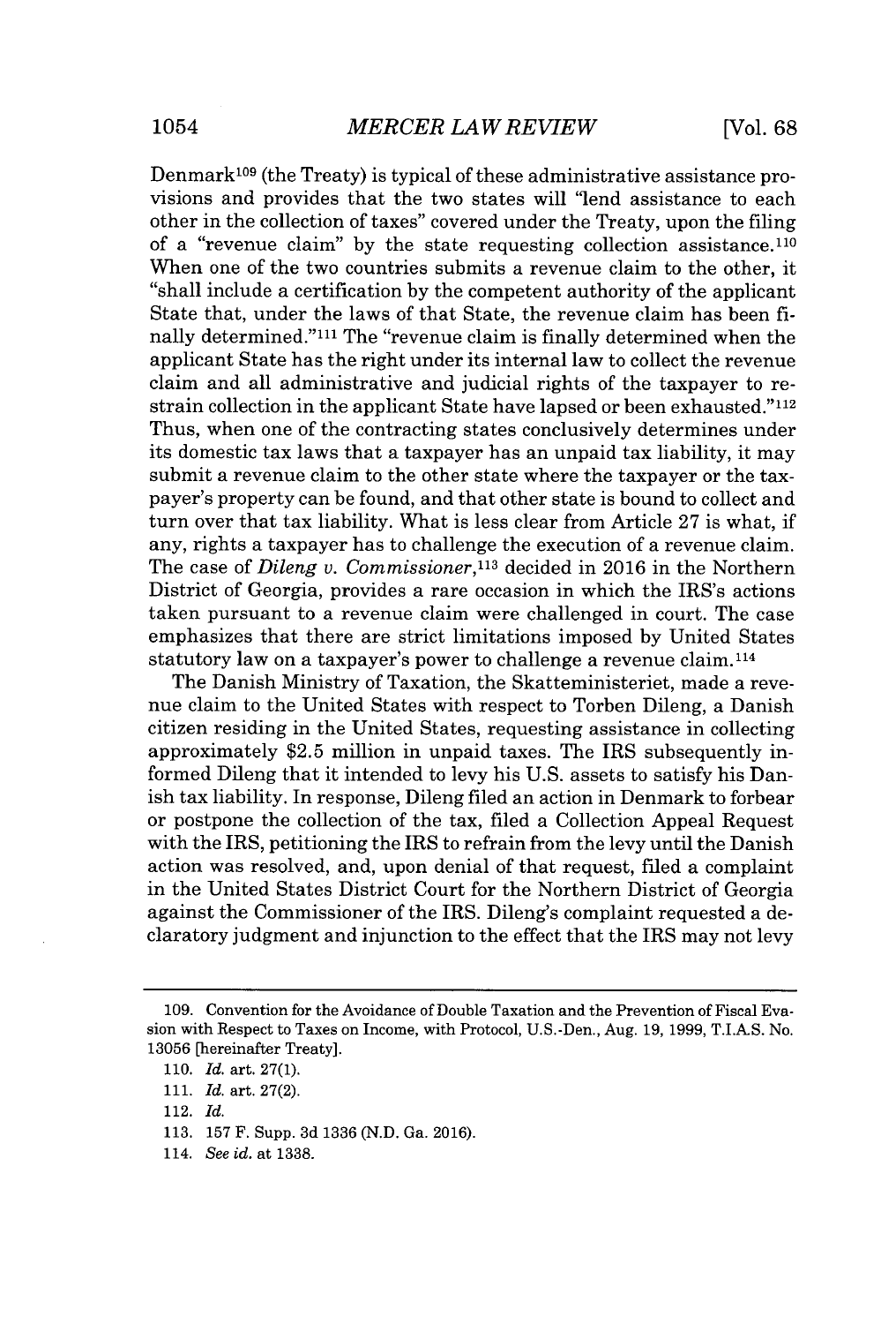Denmark[109] (the Treaty) is typical of these administrative assistance provisions and provides that the two states will "lend assistance to each other in the collection of taxes" covered under the Treaty, upon the filing of a "revenue claim" by the state requesting collection assistance.[110] When one of the two countries submits a revenue claim to the other, it "shall include a certification by the competent authority of the applicant State that, under the laws of that State, the revenue claim has been finally determined."[111] The "revenue claim is finally determined when the applicant State has the right under its internal law to collect the revenue claim and all administrative and judicial rights of the taxpayer to restrain collection in the applicant State have lapsed or been exhausted."[112] Thus, when one of the contracting states conclusively determines under its domestic tax laws that a taxpayer has an unpaid tax liability, it may submit a revenue claim to the other state where the taxpayer or the taxpayer's property can be found, and that other state is bound to collect and turn over that tax liability. What is less clear from Article 27 is what, if any, rights a taxpayer has to challenge the execution of a revenue claim. The case of *Dileng v. Commissioner*,[113] decided in 2016 in the Northern District of Georgia, provides a rare occasion in which the IRS's actions taken pursuant to a revenue claim were challenged in court. The case emphasizes that there are strict limitations imposed by United States statutory law on a taxpayer's power to challenge a revenue claim.[114]

The Danish Ministry of Taxation, the Skatteministeriet, made a revenue claim to the United States with respect to Torben Dileng, a Danish citizen residing in the United States, requesting assistance in collecting approximately $2.5 million in unpaid taxes. The IRS subsequently informed Dileng that it intended to levy his U.S. assets to satisfy his Danish tax liability. In response, Dileng filed an action in Denmark to forbear or postpone the collection of the tax, filed a Collection Appeal Request with the IRS, petitioning the IRS to refrain from the levy until the Danish action was resolved, and, upon denial of that request, filed a complaint in the United States District Court for the Northern District of Georgia against the Commissioner of the IRS. Dileng's complaint requested a declaratory judgment and injunction to the effect that the IRS may not levy

---

109. Convention for the Avoidance of Double Taxation and the Prevention of Fiscal Evasion with Respect to Taxes on Income, with Protocol, U.S.-Den., Aug. 19, 1999, T.I.A.S. No. 13056 [hereinafter Treaty].

110. *Id.* art. 27(1).

111. *Id.* art. 27(2).

112. *Id.*

113. 157 F. Supp. 3d 1336 (N.D. Ga. 2016).

114. *See id.* at 1338.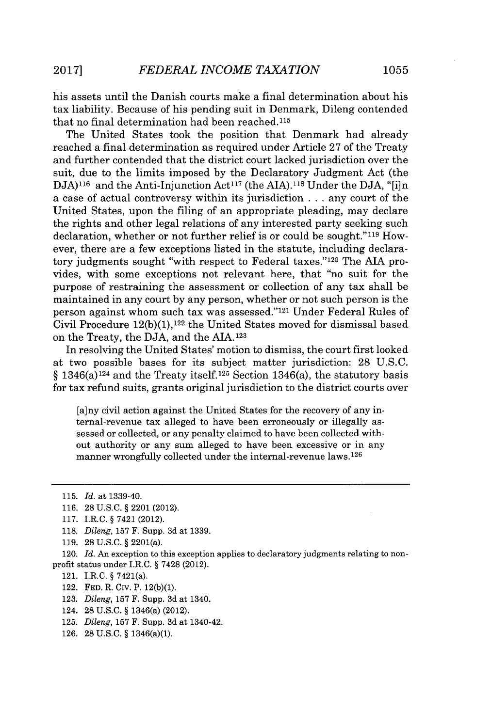his assets until the Danish courts make a final determination about his tax liability. Because of his pending suit in Denmark, Dileng contended that no final determination had been reached.[115]

The United States took the position that Denmark had already reached a final determination as required under Article 27 of the Treaty and further contended that the district court lacked jurisdiction over the suit, due to the limits imposed by the Declaratory Judgment Act (the DJA)[116] and the Anti-Injunction Act[117] (the AIA).[118] Under the DJA, "[i]n a case of actual controversy within its jurisdiction . . . any court of the United States, upon the filing of an appropriate pleading, may declare the rights and other legal relations of any interested party seeking such declaration, whether or not further relief is or could be sought."[119] However, there are a few exceptions listed in the statute, including declaratory judgments sought "with respect to Federal taxes."[120] The AIA provides, with some exceptions not relevant here, that "no suit for the purpose of restraining the assessment or collection of any tax shall be maintained in any court by any person, whether or not such person is the person against whom such tax was assessed."[121] Under Federal Rules of Civil Procedure 12(b)(1),[122] the United States moved for dismissal based on the Treaty, the DJA, and the AIA.[123]

In resolving the United States' motion to dismiss, the court first looked at two possible bases for its subject matter jurisdiction: 28 U.S.C. § 1346(a)[124] and the Treaty itself.[125] Section 1346(a), the statutory basis for tax refund suits, grants original jurisdiction to the district courts over

> [a]ny civil action against the United States for the recovery of any internal-revenue tax alleged to have been erroneously or illegally assessed or collected, or any penalty claimed to have been collected without authority or any sum alleged to have been excessive or in any manner wrongfully collected under the internal-revenue laws.[126]

---

115. *Id.* at 1339-40.
116. 28 U.S.C. § 2201 (2012).
117. I.R.C. § 7421 (2012).
118. *Dileng*, 157 F. Supp. 3d at 1339.
119. 28 U.S.C. § 2201(a).
120. *Id.* An exception to this exception applies to declaratory judgments relating to non-profit status under I.R.C. § 7428 (2012).
121. I.R.C. § 7421(a).
122. FED. R. CIV. P. 12(b)(1).
123. *Dileng*, 157 F. Supp. 3d at 1340.
124. 28 U.S.C. § 1346(a) (2012).
125. *Dileng*, 157 F. Supp. 3d at 1340-42.
126. 28 U.S.C. § 1346(a)(1).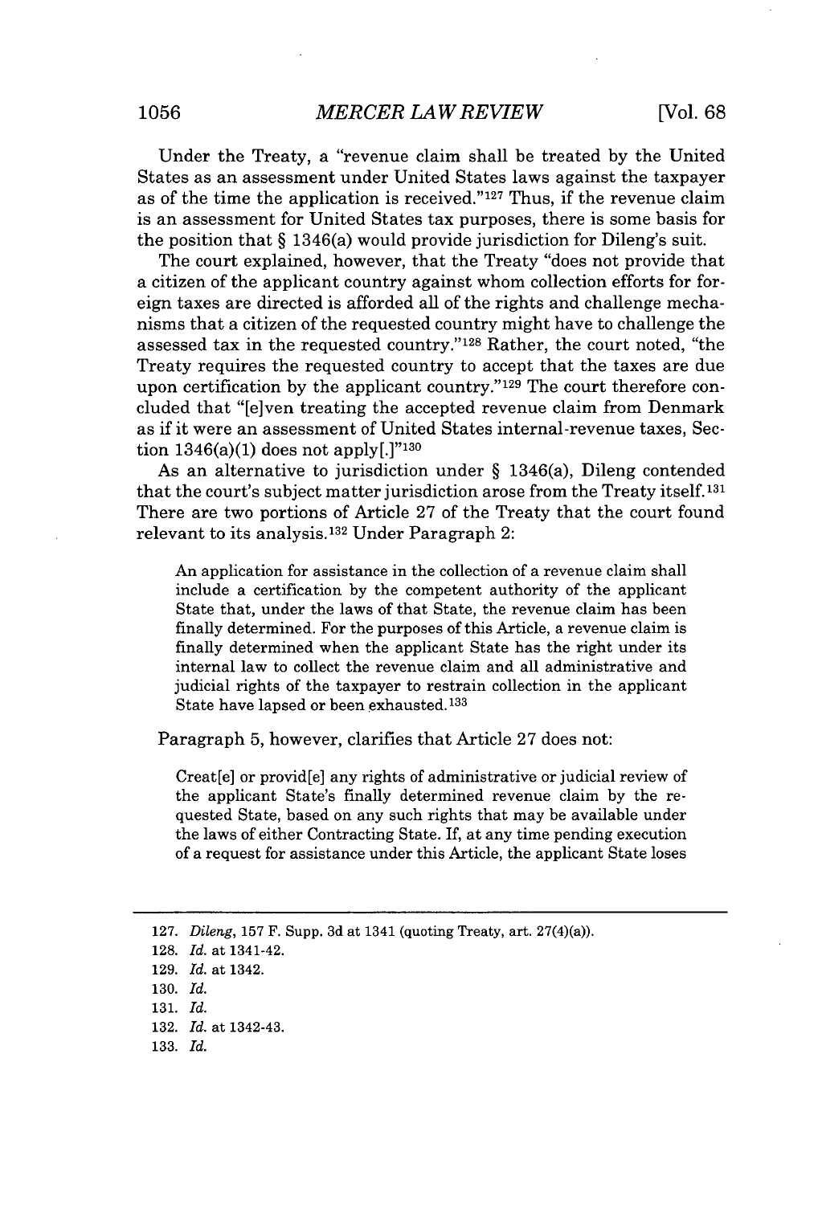Under the Treaty, a "revenue claim shall be treated by the United States as an assessment under United States laws against the taxpayer as of the time the application is received."[127] Thus, if the revenue claim is an assessment for United States tax purposes, there is some basis for the position that § 1346(a) would provide jurisdiction for Dileng's suit.

The court explained, however, that the Treaty "does not provide that a citizen of the applicant country against whom collection efforts for foreign taxes are directed is afforded all of the rights and challenge mechanisms that a citizen of the requested country might have to challenge the assessed tax in the requested country."[128] Rather, the court noted, "the Treaty requires the requested country to accept that the taxes are due upon certification by the applicant country."[129] The court therefore concluded that "[e]ven treating the accepted revenue claim from Denmark as if it were an assessment of United States internal-revenue taxes, Section 1346(a)(1) does not apply[.]"[130]

As an alternative to jurisdiction under § 1346(a), Dileng contended that the court's subject matter jurisdiction arose from the Treaty itself.[131] There are two portions of Article 27 of the Treaty that the court found relevant to its analysis.[132] Under Paragraph 2:

> An application for assistance in the collection of a revenue claim shall include a certification by the competent authority of the applicant State that, under the laws of that State, the revenue claim has been finally determined. For the purposes of this Article, a revenue claim is finally determined when the applicant State has the right under its internal law to collect the revenue claim and all administrative and judicial rights of the taxpayer to restrain collection in the applicant State have lapsed or been exhausted.[133]

Paragraph 5, however, clarifies that Article 27 does not:

> Creat[e] or provid[e] any rights of administrative or judicial review of the applicant State's finally determined revenue claim by the requested State, based on any such rights that may be available under the laws of either Contracting State. If, at any time pending execution of a request for assistance under this Article, the applicant State loses

---

127. *Dileng*, 157 F. Supp. 3d at 1341 (quoting Treaty, art. 27(4)(a)).

128. *Id.* at 1341-42.

129. *Id.* at 1342.

130. *Id.*

131. *Id.*

132. *Id.* at 1342-43.

133. *Id.*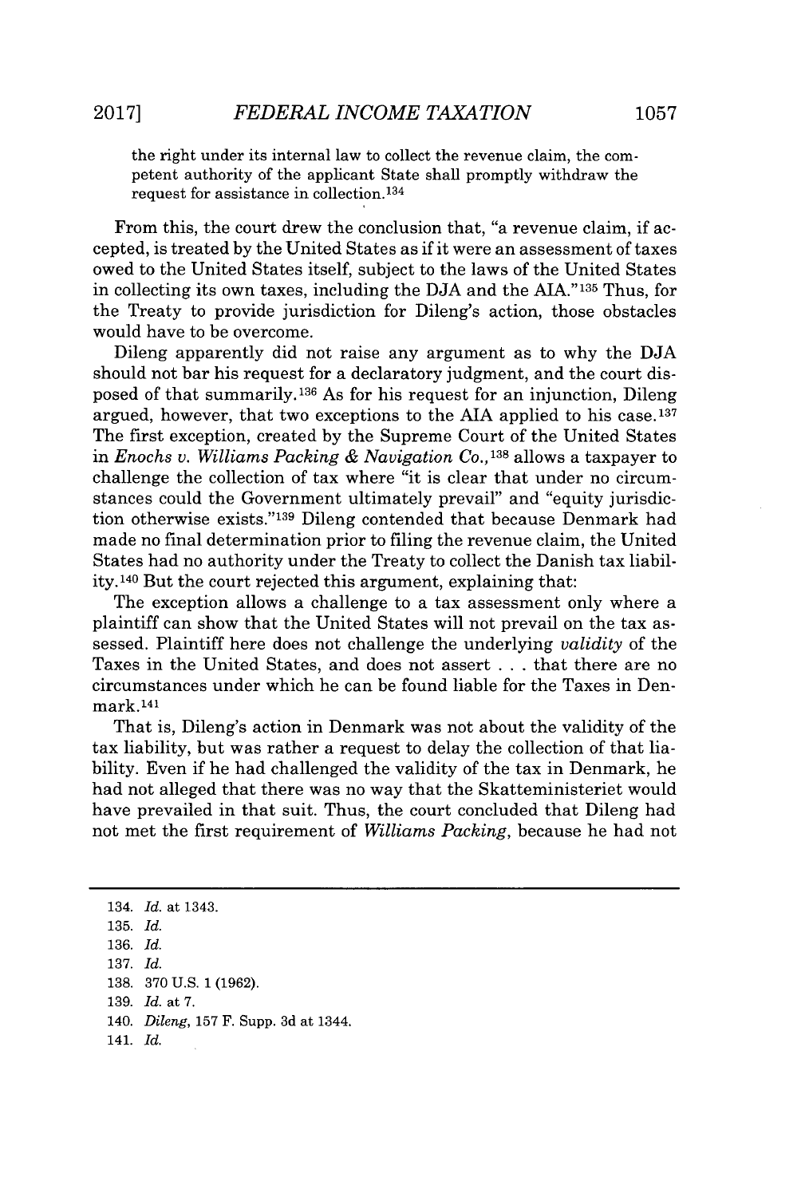the right under its internal law to collect the revenue claim, the competent authority of the applicant State shall promptly withdraw the request for assistance in collection.[134]

From this, the court drew the conclusion that, "a revenue claim, if accepted, is treated by the United States as if it were an assessment of taxes owed to the United States itself, subject to the laws of the United States in collecting its own taxes, including the DJA and the AIA."[135] Thus, for the Treaty to provide jurisdiction for Dileng's action, those obstacles would have to be overcome.

Dileng apparently did not raise any argument as to why the DJA should not bar his request for a declaratory judgment, and the court disposed of that summarily.[136] As for his request for an injunction, Dileng argued, however, that two exceptions to the AIA applied to his case.[137] The first exception, created by the Supreme Court of the United States in *Enochs v. Williams Packing & Navigation Co.*,[138] allows a taxpayer to challenge the collection of tax where "it is clear that under no circumstances could the Government ultimately prevail" and "equity jurisdiction otherwise exists."[139] Dileng contended that because Denmark had made no final determination prior to filing the revenue claim, the United States had no authority under the Treaty to collect the Danish tax liability.[140] But the court rejected this argument, explaining that:

The exception allows a challenge to a tax assessment only where a plaintiff can show that the United States will not prevail on the tax assessed. Plaintiff here does not challenge the underlying *validity* of the Taxes in the United States, and does not assert . . . that there are no circumstances under which he can be found liable for the Taxes in Denmark.[141]

That is, Dileng's action in Denmark was not about the validity of the tax liability, but was rather a request to delay the collection of that liability. Even if he had challenged the validity of the tax in Denmark, he had not alleged that there was no way that the Skatteministeriet would have prevailed in that suit. Thus, the court concluded that Dileng had not met the first requirement of *Williams Packing*, because he had not

---

134. *Id.* at 1343.
135. *Id.*
136. *Id.*
137. *Id.*
138. 370 U.S. 1 (1962).
139. *Id.* at 7.
140. *Dileng*, 157 F. Supp. 3d at 1344.
141. *Id.*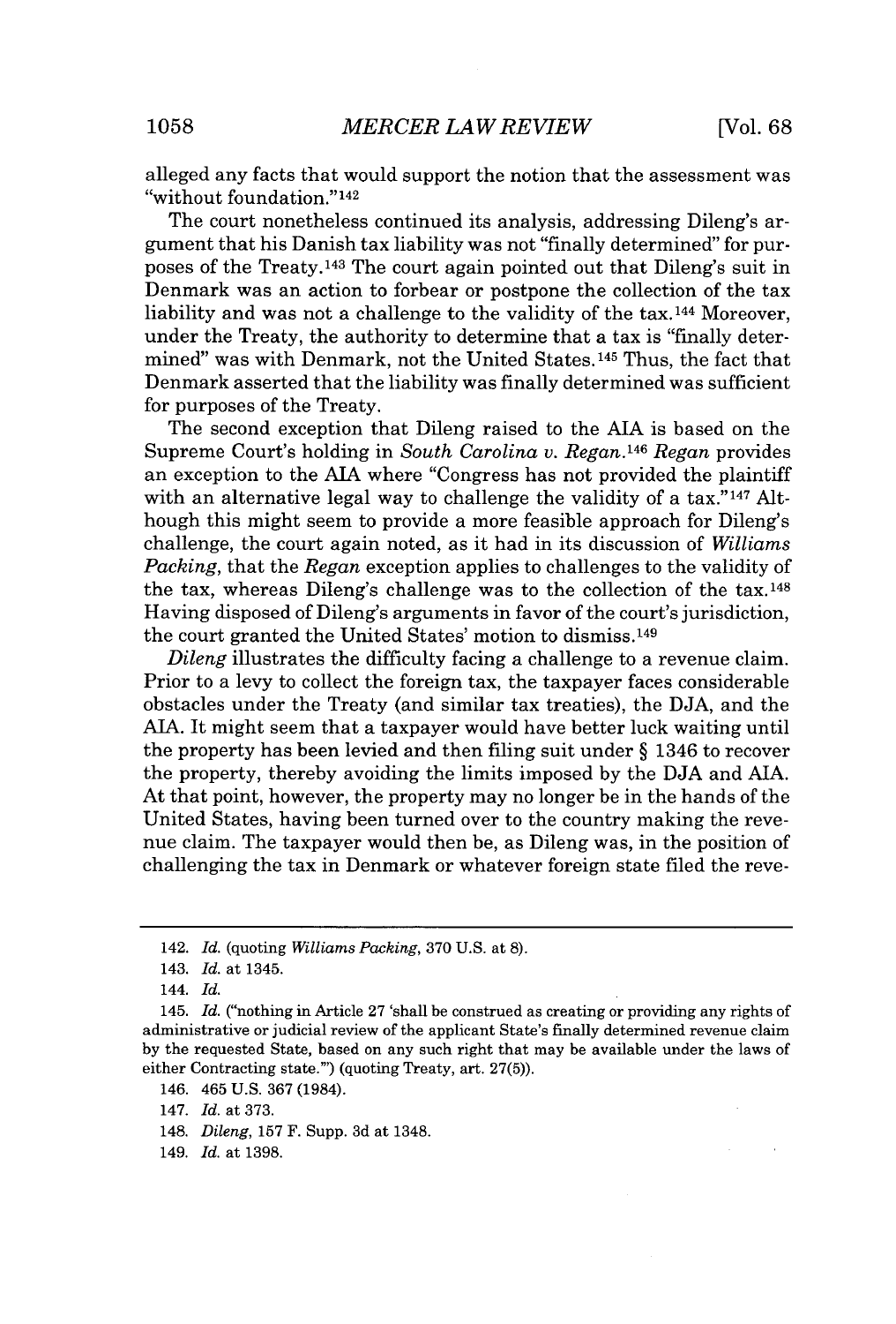alleged any facts that would support the notion that the assessment was "without foundation."[142]

The court nonetheless continued its analysis, addressing Dileng's argument that his Danish tax liability was not "finally determined" for purposes of the Treaty.[143] The court again pointed out that Dileng's suit in Denmark was an action to forbear or postpone the collection of the tax liability and was not a challenge to the validity of the tax.[144] Moreover, under the Treaty, the authority to determine that a tax is "finally determined" was with Denmark, not the United States.[145] Thus, the fact that Denmark asserted that the liability was finally determined was sufficient for purposes of the Treaty.

The second exception that Dileng raised to the AIA is based on the Supreme Court's holding in *South Carolina v. Regan*.[146] *Regan* provides an exception to the AIA where "Congress has not provided the plaintiff with an alternative legal way to challenge the validity of a tax."[147] Although this might seem to provide a more feasible approach for Dileng's challenge, the court again noted, as it had in its discussion of *Williams Packing*, that the *Regan* exception applies to challenges to the validity of the tax, whereas Dileng's challenge was to the collection of the tax.[148] Having disposed of Dileng's arguments in favor of the court's jurisdiction, the court granted the United States' motion to dismiss.[149]

*Dileng* illustrates the difficulty facing a challenge to a revenue claim. Prior to a levy to collect the foreign tax, the taxpayer faces considerable obstacles under the Treaty (and similar tax treaties), the DJA, and the AIA. It might seem that a taxpayer would have better luck waiting until the property has been levied and then filing suit under § 1346 to recover the property, thereby avoiding the limits imposed by the DJA and AIA. At that point, however, the property may no longer be in the hands of the United States, having been turned over to the country making the revenue claim. The taxpayer would then be, as Dileng was, in the position of challenging the tax in Denmark or whatever foreign state filed the reve-

---

142. *Id.* (quoting *Williams Packing*, 370 U.S. at 8).

143. *Id.* at 1345.

144. *Id.*

145. *Id.* ("nothing in Article 27 'shall be construed as creating or providing any rights of administrative or judicial review of the applicant State's finally determined revenue claim by the requested State, based on any such right that may be available under the laws of either Contracting state.'") (quoting Treaty, art. 27(5)).

146. 465 U.S. 367 (1984).

147. *Id.* at 373.

148. *Dileng*, 157 F. Supp. 3d at 1348.

149. *Id.* at 1398.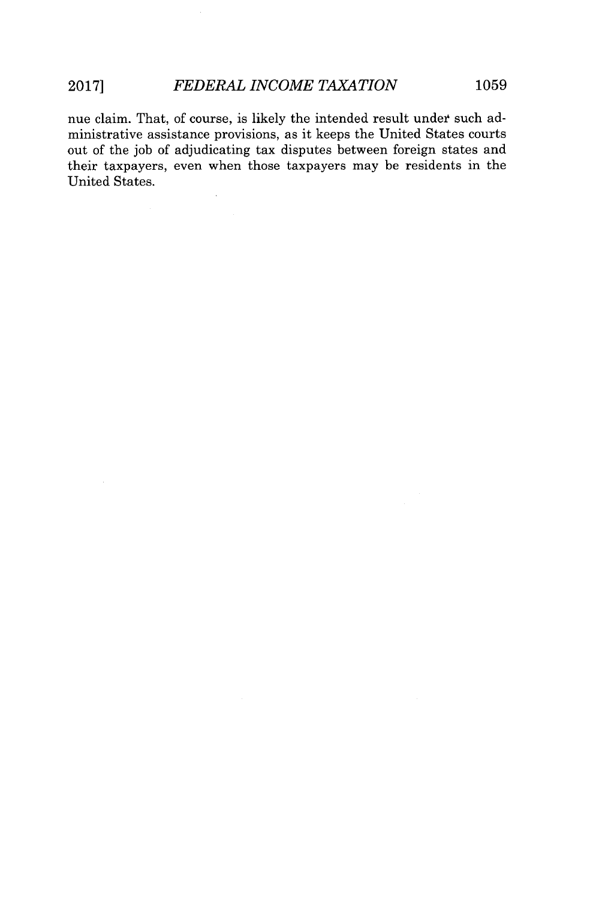nue claim. That, of course, is likely the intended result under such administrative assistance provisions, as it keeps the United States courts out of the job of adjudicating tax disputes between foreign states and their taxpayers, even when those taxpayers may be residents in the United States.